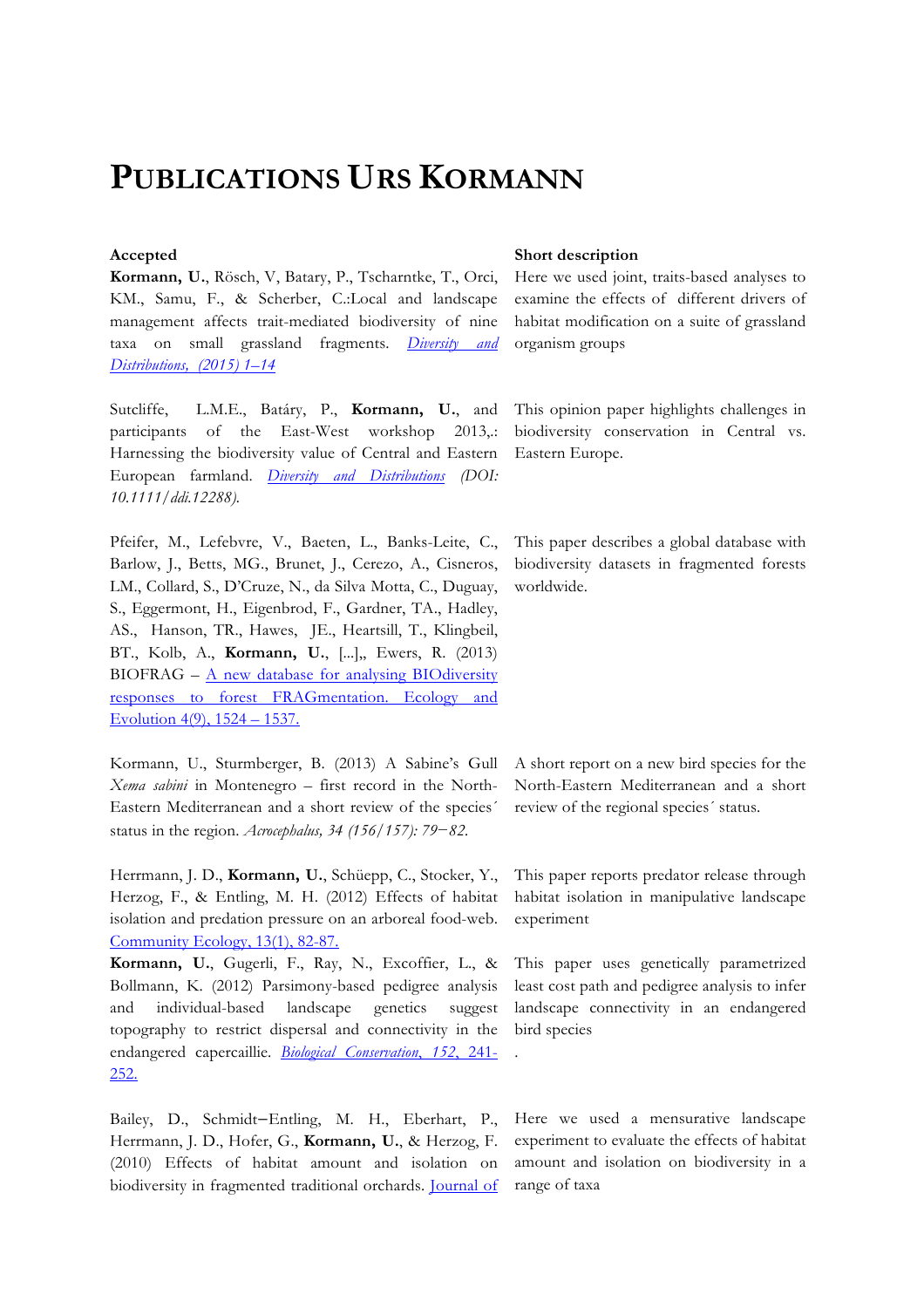# PUBLICATIONS URS KORMANN

| Accepted | Short description |
|---|---|
| **Kormann, U.**, Rösch, V, Batary, P., Tscharntke, T., Orci, KM., Samu, F., & Scherber, C.:Local and landscape management affects trait-mediated biodiversity of nine taxa on small grassland fragments. *Diversity and Distributions, (2015) 1–14* | Here we used joint, traits-based analyses to examine the effects of different drivers of habitat modification on a suite of grassland organism groups |
| Sutcliffe, L.M.E., Batáry, P., **Kormann, U.**, and participants of the East-West workshop 2013,.: Harnessing the biodiversity value of Central and Eastern European farmland. *Diversity and Distributions (DOI: 10.1111/ddi.12288).* | This opinion paper highlights challenges in biodiversity conservation in Central vs. Eastern Europe. |
| Pfeifer, M., Lefebvre, V., Baeten, L., Banks-Leite, C., Barlow, J., Betts, MG., Brunet, J., Cerezo, A., Cisneros, LM., Collard, S., D'Cruze, N., da Silva Motta, C., Duguay, S., Eggermont, H., Eigenbrod, F., Gardner, TA., Hadley, AS., Hanson, TR., Hawes, JE., Heartsill, T., Klingbeil, BT., Kolb, A., **Kormann, U.**, [...],, Ewers, R. (2013) BIOFRAG – A new database for analysing BIOdiversity responses to forest FRAGmentation. Ecology and Evolution 4(9), 1524 – 1537. | This paper describes a global database with biodiversity datasets in fragmented forests worldwide. |
| Kormann, U., Sturmberger, B. (2013) A Sabine's Gull *Xema sabini* in Montenegro – first record in the North-Eastern Mediterranean and a short review of the species´ status in the region. *Acrocephalus, 34 (156/157): 79−82.* | A short report on a new bird species for the North-Eastern Mediterranean and a short review of the regional species´ status. |
| Herrmann, J. D., **Kormann, U.**, Schüepp, C., Stocker, Y., Herzog, F., & Entling, M. H. (2012) Effects of habitat isolation and predation pressure on an arboreal food-web. Community Ecology, 13(1), 82-87. | This paper reports predator release through habitat isolation in manipulative landscape experiment |
| **Kormann, U.**, Gugerli, F., Ray, N., Excoffier, L., & Bollmann, K. (2012) Parsimony-based pedigree analysis and individual-based landscape genetics suggest topography to restrict dispersal and connectivity in the endangered capercaillie. *Biological Conservation, 152, 241-252.* | This paper uses genetically parametrized least cost path and pedigree analysis to infer landscape connectivity in an endangered bird species . |
| Bailey, D., Schmidt−Entling, M. H., Eberhart, P., Herrmann, J. D., Hofer, G., **Kormann, U.**, & Herzog, F. (2010) Effects of habitat amount and isolation on biodiversity in fragmented traditional orchards. Journal of | Here we used a mensurative landscape experiment to evaluate the effects of habitat amount and isolation on biodiversity in a range of taxa |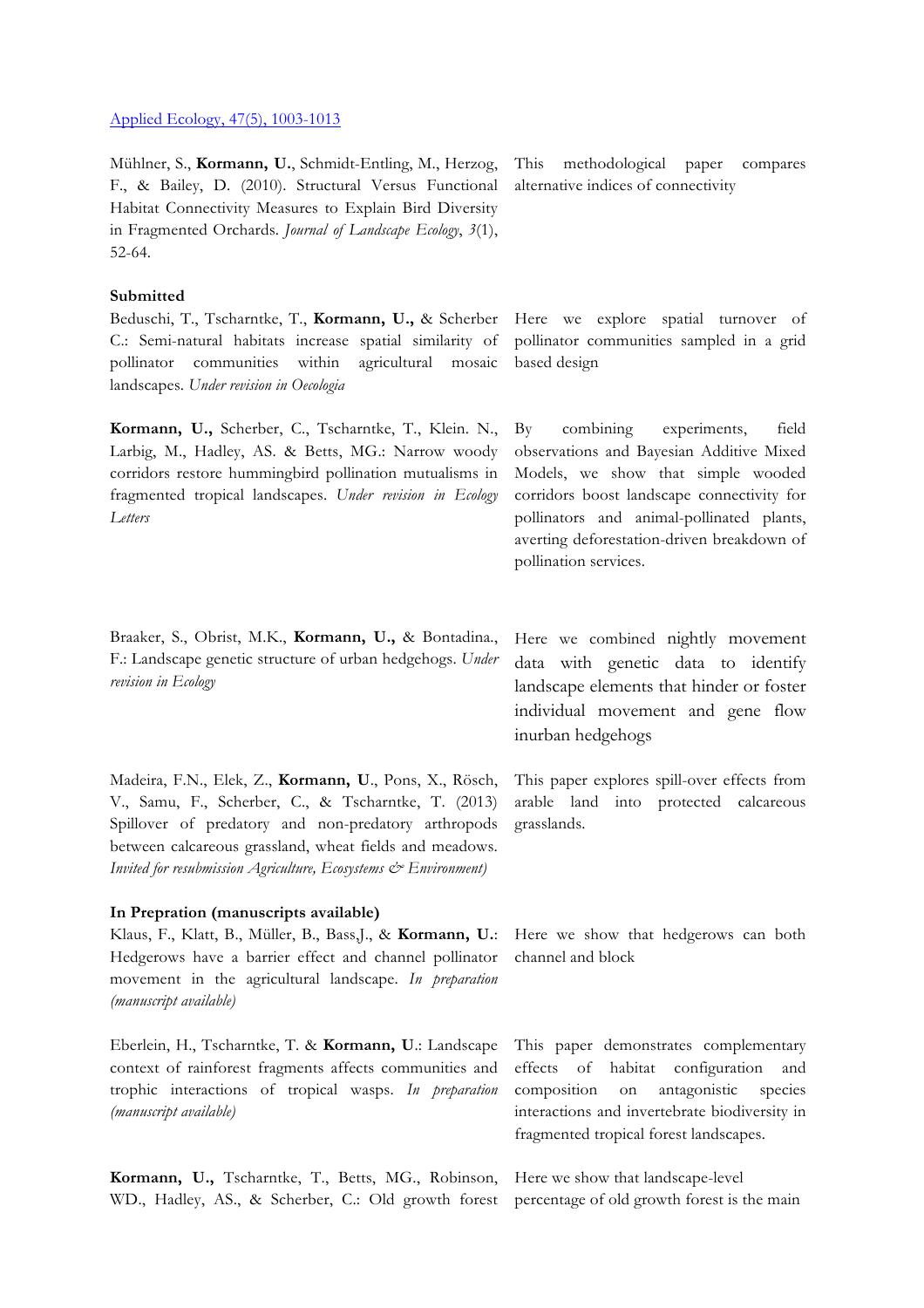Applied Ecology, 47(5), 1003-1013

Mühlner, S., **Kormann, U.**, Schmidt-Entling, M., Herzog, F., & Bailey, D. (2010). Structural Versus Functional Habitat Connectivity Measures to Explain Bird Diversity in Fragmented Orchards. *Journal of Landscape Ecology*, *3*(1), 52-64.

This methodological paper compares alternative indices of connectivity

**Submitted**

Beduschi, T., Tscharntke, T., **Kormann, U.,** & Scherber C.: Semi-natural habitats increase spatial similarity of pollinator communities within agricultural mosaic landscapes. *Under revision in Oecologia*

Here we explore spatial turnover of pollinator communities sampled in a grid based design

**Kormann, U.,** Scherber, C., Tscharntke, T., Klein. N., Larbig, M., Hadley, AS. & Betts, MG.: Narrow woody corridors restore hummingbird pollination mutualisms in fragmented tropical landscapes. *Under revision in Ecology Letters*

By combining experiments, field observations and Bayesian Additive Mixed Models, we show that simple wooded corridors boost landscape connectivity for pollinators and animal-pollinated plants, averting deforestation-driven breakdown of pollination services.

Braaker, S., Obrist, M.K., **Kormann, U.,** & Bontadina., F.: Landscape genetic structure of urban hedgehogs. *Under revision in Ecology*

Here we combined nightly movement data with genetic data to identify landscape elements that hinder or foster individual movement and gene flow inurban hedgehogs

Madeira, F.N., Elek, Z., **Kormann, U**., Pons, X., Rösch, V., Samu, F., Scherber, C., & Tscharntke, T. (2013) Spillover of predatory and non-predatory arthropods between calcareous grassland, wheat fields and meadows. *Invited for resubmission Agriculture, Ecosystems & Environment)*

This paper explores spill-over effects from arable land into protected calcareous grasslands.

**In Prepration (manuscripts available)**

Klaus, F., Klatt, B., Müller, B., Bass,J., & **Kormann, U.**: Hedgerows have a barrier effect and channel pollinator movement in the agricultural landscape. *In preparation (manuscript available)*

Here we show that hedgerows can both channel and block

Eberlein, H., Tscharntke, T. & **Kormann, U**.: Landscape context of rainforest fragments affects communities and trophic interactions of tropical wasps. *In preparation (manuscript available)*

This paper demonstrates complementary effects of habitat configuration and composition on antagonistic species interactions and invertebrate biodiversity in fragmented tropical forest landscapes.

**Kormann, U.,** Tscharntke, T., Betts, MG., Robinson, WD., Hadley, AS., & Scherber, C.: Old growth forest

Here we show that landscape-level percentage of old growth forest is the main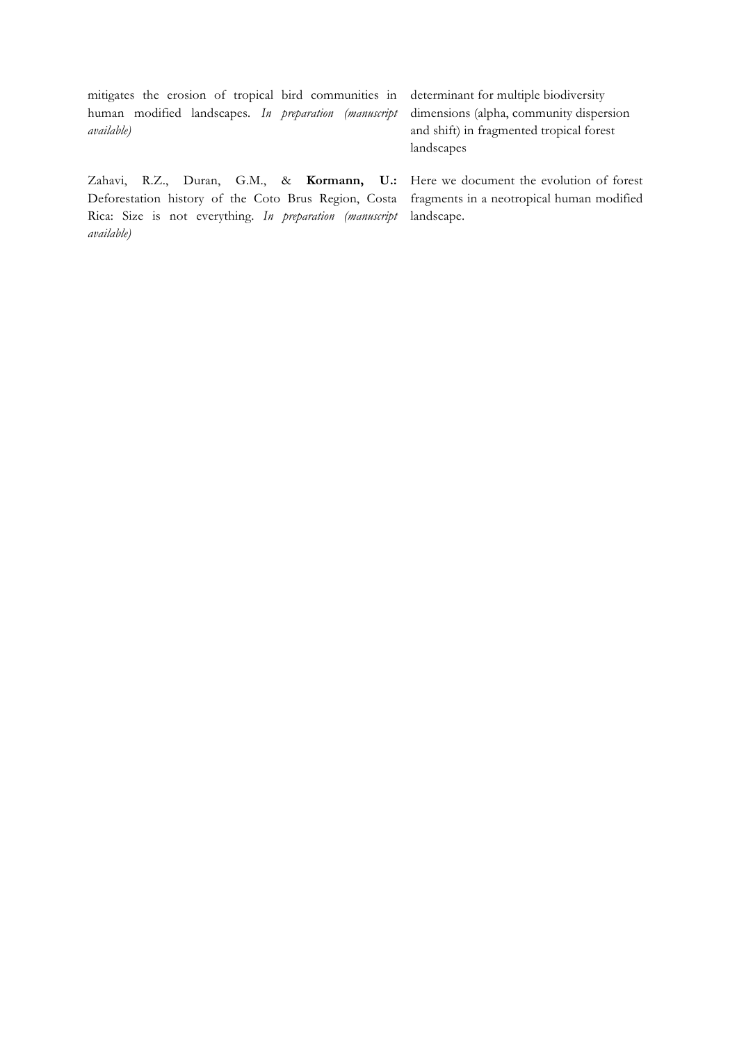| | |
|---|---|
| mitigates the erosion of tropical bird communities in human modified landscapes. *In preparation (manuscript available)* | determinant for multiple biodiversity dimensions (alpha, community dispersion and shift) in fragmented tropical forest landscapes |
| Zahavi, R.Z., Duran, G.M., & **Kormann, U.:** Deforestation history of the Coto Brus Region, Costa Rica: Size is not everything. *In preparation (manuscript available)* | Here we document the evolution of forest fragments in a neotropical human modified landscape. |